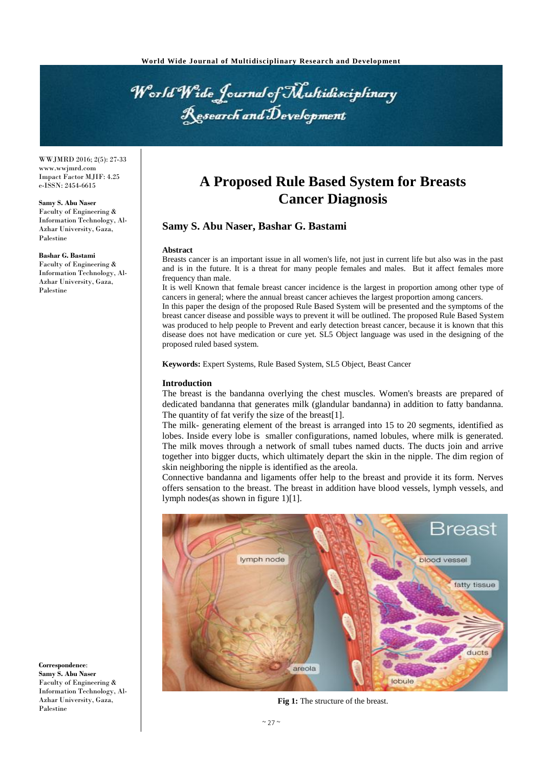# A Proposed Rule Based System for Breasts Cancer Diagnosis

## Samy S. Abu Naser, Bashar G. Bastami

WWJMRD 2016; 2(5): 27-33
www.wwjmrd.com
Impact Factor MJIF: 4.25
e-ISSN: 2454-6615

**Samy S. Abu Naser**
Faculty of Engineering & Information Technology, Al-Azhar University, Gaza, Palestine

**Bashar G. Bastami**
Faculty of Engineering & Information Technology, Al-Azhar University, Gaza, Palestine

**Correspondence:**
**Samy S. Abu Naser**
Faculty of Engineering & Information Technology, Al-Azhar University, Gaza, Palestine

### Abstract

Breasts cancer is an important issue in all women's life, not just in current life but also was in the past and is in the future. It is a threat for many people females and males. But it affect females more frequency than male.

It is well Known that female breast cancer incidence is the largest in proportion among other type of cancers in general; where the annual breast cancer achieves the largest proportion among cancers.

In this paper the design of the proposed Rule Based System will be presented and the symptoms of the breast cancer disease and possible ways to prevent it will be outlined. The proposed Rule Based System was produced to help people to Prevent and early detection breast cancer, because it is known that this disease does not have medication or cure yet. SL5 Object language was used in the designing of the proposed ruled based system.

**Keywords:** Expert Systems, Rule Based System, SL5 Object, Beast Cancer

### Introduction

The breast is the bandanna overlying the chest muscles. Women's breasts are prepared of dedicated bandanna that generates milk (glandular bandanna) in addition to fatty bandanna. The quantity of fat verify the size of the breast[1].

The milk- generating element of the breast is arranged into 15 to 20 segments, identified as lobes. Inside every lobe is smaller configurations, named lobules, where milk is generated. The milk moves through a network of small tubes named ducts. The ducts join and arrive together into bigger ducts, which ultimately depart the skin in the nipple. The dim region of skin neighboring the nipple is identified as the areola.

Connective bandanna and ligaments offer help to the breast and provide it its form. Nerves offers sensation to the breast. The breast in addition have blood vessels, lymph vessels, and lymph nodes(as shown in figure 1)[1].

**Fig 1:** The structure of the breast.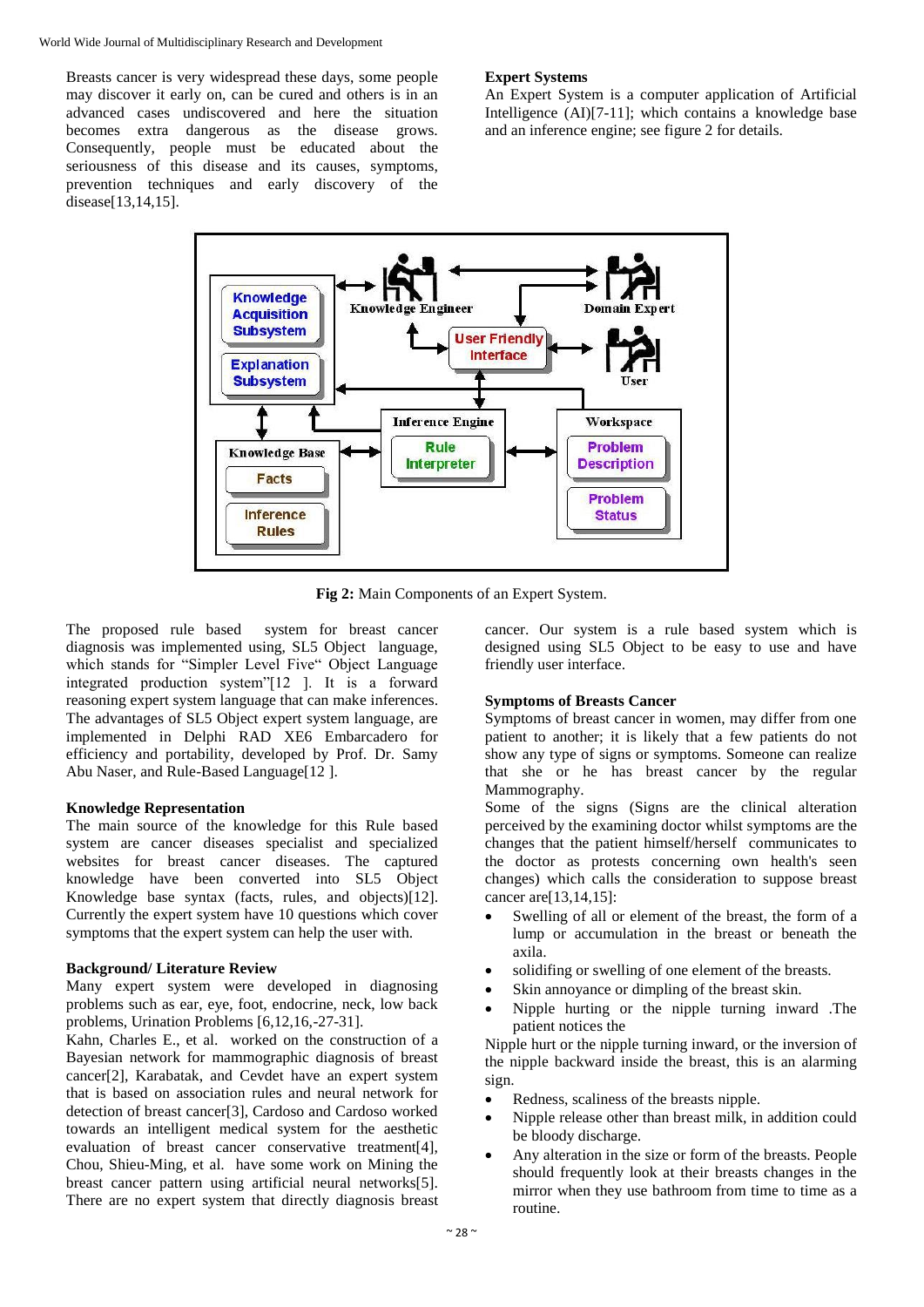Breasts cancer is very widespread these days, some people may discover it early on, can be cured and others is in an advanced cases undiscovered and here the situation becomes extra dangerous as the disease grows. Consequently, people must be educated about the seriousness of this disease and its causes, symptoms, prevention techniques and early discovery of the disease[13,14,15].

### Expert Systems

An Expert System is a computer application of Artificial Intelligence (AI)[7-11]; which contains a knowledge base and an inference engine; see figure 2 for details.

**Fig 2:** Main Components of an Expert System.

The proposed rule based system for breast cancer diagnosis was implemented using, SL5 Object language, which stands for "Simpler Level Five" Object Language integrated production system"[12 ]. It is a forward reasoning expert system language that can make inferences. The advantages of SL5 Object expert system language, are implemented in Delphi RAD XE6 Embarcadero for efficiency and portability, developed by Prof. Dr. Samy Abu Naser, and Rule-Based Language[12 ].

### Knowledge Representation

The main source of the knowledge for this Rule based system are cancer diseases specialist and specialized websites for breast cancer diseases. The captured knowledge have been converted into SL5 Object Knowledge base syntax (facts, rules, and objects)[12]. Currently the expert system have 10 questions which cover symptoms that the expert system can help the user with.

### Background/ Literature Review

Many expert system were developed in diagnosing problems such as ear, eye, foot, endocrine, neck, low back problems, Urination Problems [6,12,16,-27-31].

Kahn, Charles E., et al. worked on the construction of a Bayesian network for mammographic diagnosis of breast cancer[2], Karabatak, and Cevdet have an expert system that is based on association rules and neural network for detection of breast cancer[3], Cardoso and Cardoso worked towards an intelligent medical system for the aesthetic evaluation of breast cancer conservative treatment[4], Chou, Shieu-Ming, et al. have some work on Mining the breast cancer pattern using artificial neural networks[5]. There are no expert system that directly diagnosis breast cancer. Our system is a rule based system which is designed using SL5 Object to be easy to use and have friendly user interface.

### Symptoms of Breasts Cancer

Symptoms of breast cancer in women, may differ from one patient to another; it is likely that a few patients do not show any type of signs or symptoms. Someone can realize that she or he has breast cancer by the regular Mammography.

Some of the signs (Signs are the clinical alteration perceived by the examining doctor whilst symptoms are the changes that the patient himself/herself communicates to the doctor as protests concerning own health's seen changes) which calls the consideration to suppose breast cancer are[13,14,15]:

- Swelling of all or element of the breast, the form of a lump or accumulation in the breast or beneath the axila.
- solidifing or swelling of one element of the breasts.
- Skin annoyance or dimpling of the breast skin.
- Nipple hurting or the nipple turning inward .The patient notices the

Nipple hurt or the nipple turning inward, or the inversion of the nipple backward inside the breast, this is an alarming sign.

- Redness, scaliness of the breasts nipple.
- Nipple release other than breast milk, in addition could be bloody discharge.
- Any alteration in the size or form of the breasts. People should frequently look at their breasts changes in the mirror when they use bathroom from time to time as a routine.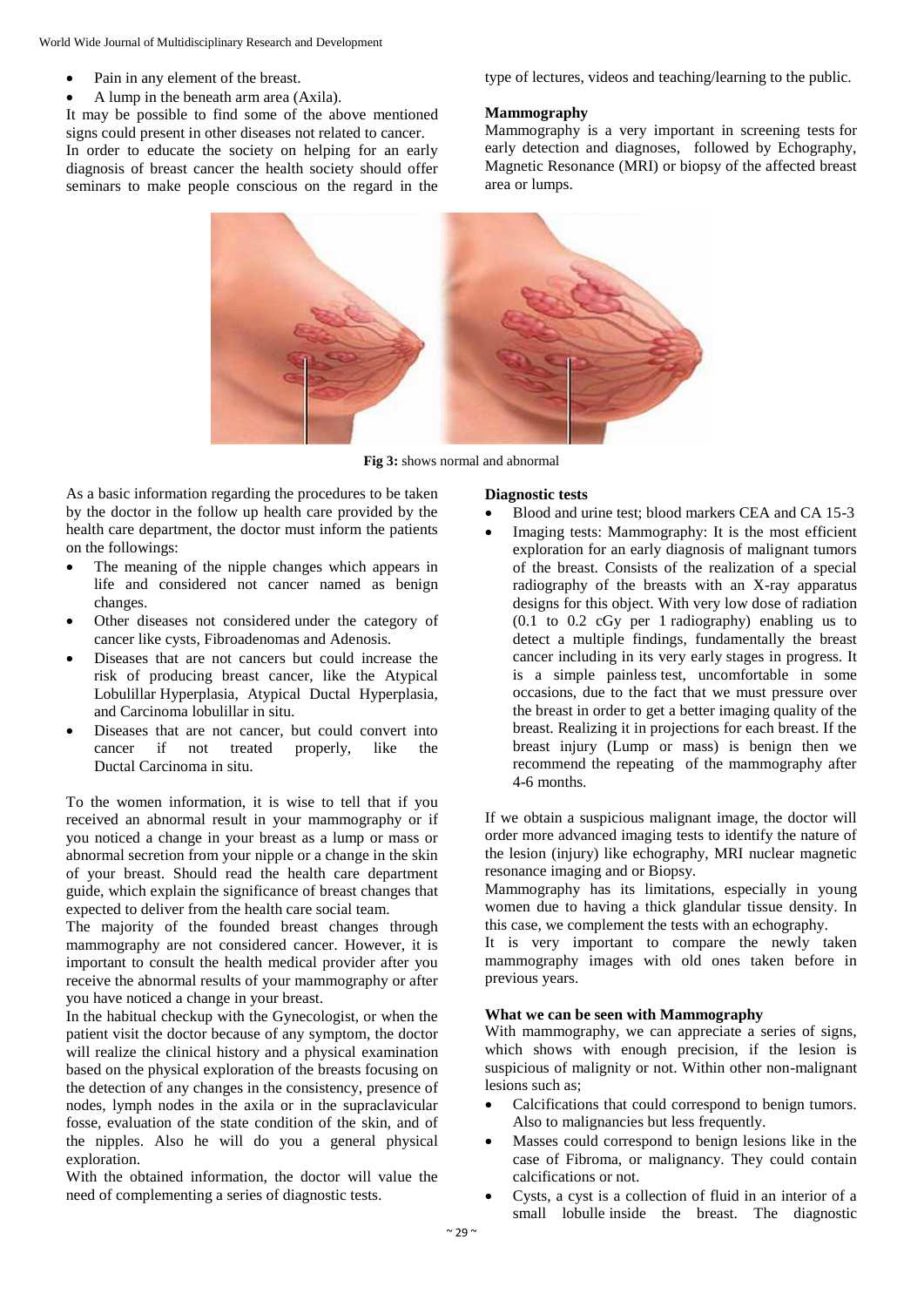- Pain in any element of the breast.
- A lump in the beneath arm area (Axila).

It may be possible to find some of the above mentioned signs could present in other diseases not related to cancer.

In order to educate the society on helping for an early diagnosis of breast cancer the health society should offer seminars to make people conscious on the regard in the type of lectures, videos and teaching/learning to the public.

**Mammography**

Mammography is a very important in screening tests for early detection and diagnoses, followed by Echography, Magnetic Resonance (MRI) or biopsy of the affected breast area or lumps.

**Fig 3:** shows normal and abnormal

As a basic information regarding the procedures to be taken by the doctor in the follow up health care provided by the health care department, the doctor must inform the patients on the followings:

- The meaning of the nipple changes which appears in life and considered not cancer named as benign changes.
- Other diseases not considered under the category of cancer like cysts, Fibroadenomas and Adenosis.
- Diseases that are not cancers but could increase the risk of producing breast cancer, like the Atypical Lobulillar Hyperplasia, Atypical Ductal Hyperplasia, and Carcinoma lobulillar in situ.
- Diseases that are not cancer, but could convert into cancer if not treated properly, like the Ductal Carcinoma in situ.

To the women information, it is wise to tell that if you received an abnormal result in your mammography or if you noticed a change in your breast as a lump or mass or abnormal secretion from your nipple or a change in the skin of your breast. Should read the health care department guide, which explain the significance of breast changes that expected to deliver from the health care social team.

The majority of the founded breast changes through mammography are not considered cancer. However, it is important to consult the health medical provider after you receive the abnormal results of your mammography or after you have noticed a change in your breast.

In the habitual checkup with the Gynecologist, or when the patient visit the doctor because of any symptom, the doctor will realize the clinical history and a physical examination based on the physical exploration of the breasts focusing on the detection of any changes in the consistency, presence of nodes, lymph nodes in the axila or in the supraclavicular fosse, evaluation of the state condition of the skin, and of the nipples. Also he will do you a general physical exploration.

With the obtained information, the doctor will value the need of complementing a series of diagnostic tests.

**Diagnostic tests**

- Blood and urine test; blood markers CEA and CA 15-3
- Imaging tests: Mammography: It is the most efficient exploration for an early diagnosis of malignant tumors of the breast. Consists of the realization of a special radiography of the breasts with an X-ray apparatus designs for this object. With very low dose of radiation (0.1 to 0.2 cGy per 1 radiography) enabling us to detect a multiple findings, fundamentally the breast cancer including in its very early stages in progress. It is a simple painless test, uncomfortable in some occasions, due to the fact that we must pressure over the breast in order to get a better imaging quality of the breast. Realizing it in projections for each breast. If the breast injury (Lump or mass) is benign then we recommend the repeating of the mammography after 4-6 months.

If we obtain a suspicious malignant image, the doctor will order more advanced imaging tests to identify the nature of the lesion (injury) like echography, MRI nuclear magnetic resonance imaging and or Biopsy.

Mammography has its limitations, especially in young women due to having a thick glandular tissue density. In this case, we complement the tests with an echography.

It is very important to compare the newly taken mammography images with old ones taken before in previous years.

**What we can be seen with Mammography**

With mammography, we can appreciate a series of signs, which shows with enough precision, if the lesion is suspicious of malignity or not. Within other non-malignant lesions such as;

- Calcifications that could correspond to benign tumors. Also to malignancies but less frequently.
- Masses could correspond to benign lesions like in the case of Fibroma, or malignancy. They could contain calcifications or not.
- Cysts, a cyst is a collection of fluid in an interior of a small lobulle inside the breast. The diagnostic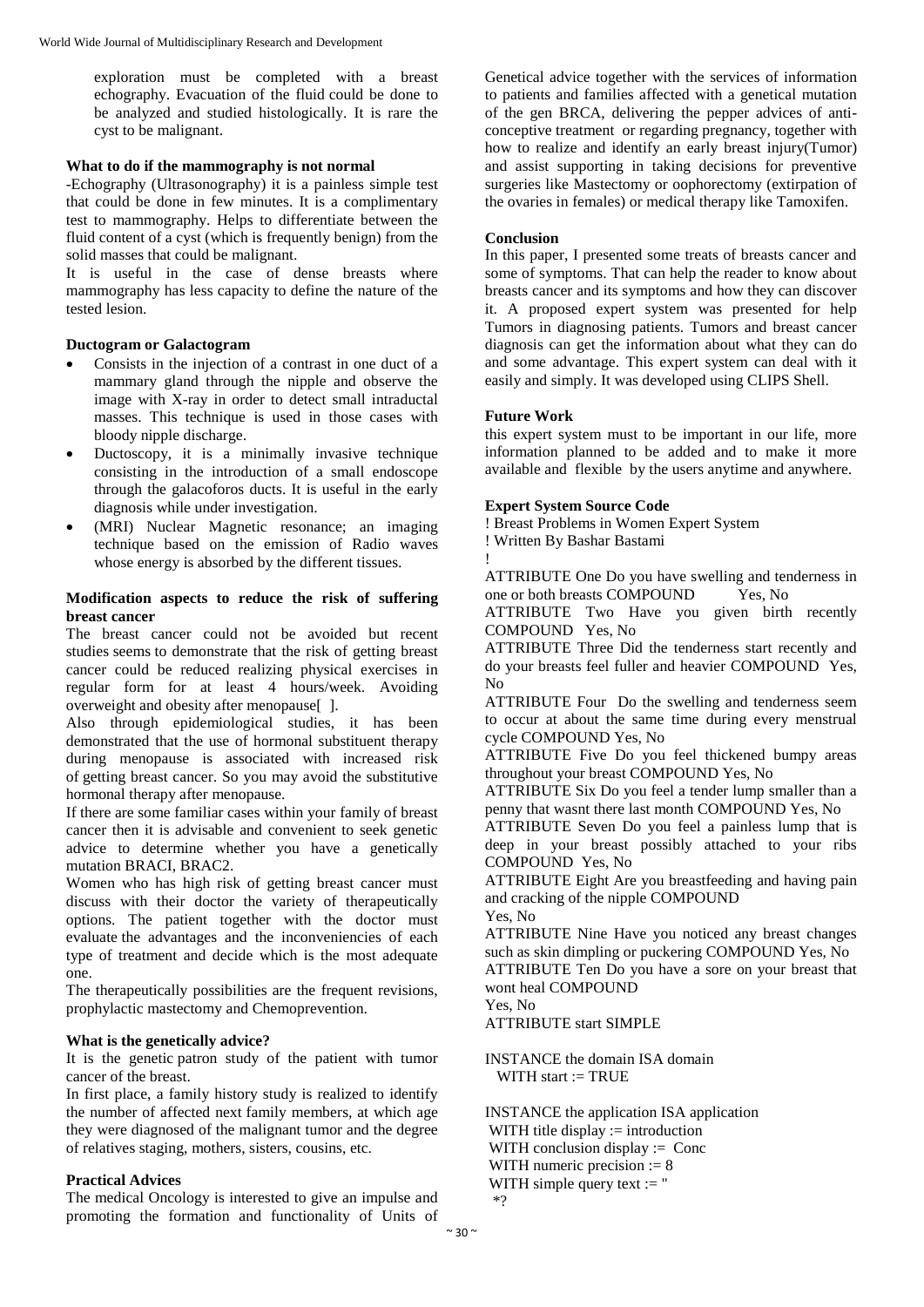exploration must be completed with a breast echography. Evacuation of the fluid could be done to be analyzed and studied histologically. It is rare the cyst to be malignant.

**What to do if the mammography is not normal**

-Echography (Ultrasonography) it is a painless simple test that could be done in few minutes. It is a complimentary test to mammography. Helps to differentiate between the fluid content of a cyst (which is frequently benign) from the solid masses that could be malignant.

It is useful in the case of dense breasts where mammography has less capacity to define the nature of the tested lesion.

**Ductogram or Galactogram**

- Consists in the injection of a contrast in one duct of a mammary gland through the nipple and observe the image with X-ray in order to detect small intraductal masses. This technique is used in those cases with bloody nipple discharge.
- Ductoscopy, it is a minimally invasive technique consisting in the introduction of a small endoscope through the galacoforos ducts. It is useful in the early diagnosis while under investigation.
- (MRI) Nuclear Magnetic resonance; an imaging technique based on the emission of Radio waves whose energy is absorbed by the different tissues.

**Modification aspects to reduce the risk of suffering breast cancer**

The breast cancer could not be avoided but recent studies seems to demonstrate that the risk of getting breast cancer could be reduced realizing physical exercises in regular form for at least 4 hours/week. Avoiding overweight and obesity after menopause[ ].

Also through epidemiological studies, it has been demonstrated that the use of hormonal substituent therapy during menopause is associated with increased risk of getting breast cancer. So you may avoid the substitutive hormonal therapy after menopause.

If there are some familiar cases within your family of breast cancer then it is advisable and convenient to seek genetic advice to determine whether you have a genetically mutation BRACI, BRAC2.

Women who has high risk of getting breast cancer must discuss with their doctor the variety of therapeutically options. The patient together with the doctor must evaluate the advantages and the inconveniencies of each type of treatment and decide which is the most adequate one.

The therapeutically possibilities are the frequent revisions, prophylactic mastectomy and Chemoprevention.

**What is the genetically advice?**

It is the genetic patron study of the patient with tumor cancer of the breast.

In first place, a family history study is realized to identify the number of affected next family members, at which age they were diagnosed of the malignant tumor and the degree of relatives staging, mothers, sisters, cousins, etc.

**Practical Advices**

The medical Oncology is interested to give an impulse and promoting the formation and functionality of Units of Genetical advice together with the services of information to patients and families affected with a genetical mutation of the gen BRCA, delivering the pepper advices of anti-conceptive treatment or regarding pregnancy, together with how to realize and identify an early breast injury(Tumor) and assist supporting in taking decisions for preventive surgeries like Mastectomy or oophorectomy (extirpation of the ovaries in females) or medical therapy like Tamoxifen.

**Conclusion**

In this paper, I presented some treats of breasts cancer and some of symptoms. That can help the reader to know about breasts cancer and its symptoms and how they can discover it. A proposed expert system was presented for help Tumors in diagnosing patients. Tumors and breast cancer diagnosis can get the information about what they can do and some advantage. This expert system can deal with it easily and simply. It was developed using CLIPS Shell.

**Future Work**

this expert system must to be important in our life, more information planned to be added and to make it more available and flexible by the users anytime and anywhere.

**Expert System Source Code**

```
! Breast Problems in Women Expert System
! Written By Bashar Bastami
!
ATTRIBUTE One Do you have swelling and tenderness in one or both breasts COMPOUND Yes, No
ATTRIBUTE Two Have you given birth recently COMPOUND Yes, No
ATTRIBUTE Three Did the tenderness start recently and do your breasts feel fuller and heavier COMPOUND Yes, No
ATTRIBUTE Four Do the swelling and tenderness seem to occur at about the same time during every menstrual cycle COMPOUND Yes, No
ATTRIBUTE Five Do you feel thickened bumpy areas throughout your breast COMPOUND Yes, No
ATTRIBUTE Six Do you feel a tender lump smaller than a penny that wasnt there last month COMPOUND Yes, No
ATTRIBUTE Seven Do you feel a painless lump that is deep in your breast possibly attached to your ribs COMPOUND Yes, No
ATTRIBUTE Eight Are you breastfeeding and having pain and cracking of the nipple COMPOUND
Yes, No
ATTRIBUTE Nine Have you noticed any breast changes such as skin dimpling or puckering COMPOUND Yes, No
ATTRIBUTE Ten Do you have a sore on your breast that wont heal COMPOUND
Yes, No
ATTRIBUTE start SIMPLE

INSTANCE the domain ISA domain
  WITH start := TRUE

INSTANCE the application ISA application
 WITH title display := introduction
 WITH conclusion display := Conc
 WITH numeric precision := 8
 WITH simple query text := "
  *?
```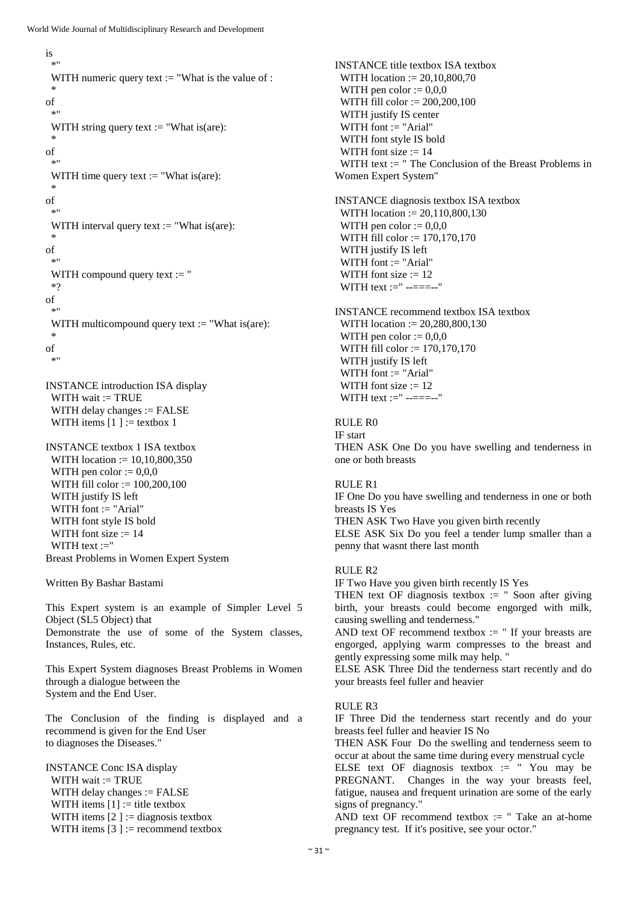```
is
 *"
 WITH numeric query text := "What is the value of :
 *
of
 *"
 WITH string query text := "What is(are):
 *
of
 *"
 WITH time query text := "What is(are):
 *
of
 *"
 WITH interval query text := "What is(are):
 *
of
 *"
 WITH compound query text := "
 *?
of
 *"
 WITH multicompound query text := "What is(are):
 *
of
 *"

INSTANCE introduction ISA display
 WITH wait := TRUE
 WITH delay changes := FALSE
 WITH items [1 ] := textbox 1

INSTANCE textbox 1 ISA textbox
 WITH location := 10,10,800,350
 WITH pen color := 0,0,0
 WITH fill color := 100,200,100
 WITH justify IS left
 WITH font := "Arial"
 WITH font style IS bold
 WITH font size := 14
 WITH text :="
Breast Problems in Women Expert System

Written By Bashar Bastami

This Expert system is an example of Simpler Level 5 Object (SL5 Object) that
Demonstrate the use of some of the System classes, Instances, Rules, etc.

This Expert System diagnoses Breast Problems in Women through a dialogue between the
System and the End User.

The Conclusion of the finding is displayed and a recommend is given for the End User
to diagnoses the Diseases."

INSTANCE Conc ISA display
 WITH wait := TRUE
 WITH delay changes := FALSE
 WITH items [1] := title textbox
 WITH items [2 ] := diagnosis textbox
 WITH items [3 ] := recommend textbox

INSTANCE title textbox ISA textbox
 WITH location := 20,10,800,70
 WITH pen color := 0,0,0
 WITH fill color := 200,200,100
 WITH justify IS center
 WITH font := "Arial"
 WITH font style IS bold
 WITH font size := 14
 WITH text := " The Conclusion of the Breast Problems in Women Expert System"

INSTANCE diagnosis textbox ISA textbox
 WITH location := 20,110,800,130
 WITH pen color := 0,0,0
 WITH fill color := 170,170,170
 WITH justify IS left
 WITH font := "Arial"
 WITH font size := 12
 WITH text :=" --====--"

INSTANCE recommend textbox ISA textbox
 WITH location := 20,280,800,130
 WITH pen color := 0,0,0
 WITH fill color := 170,170,170
 WITH justify IS left
 WITH font := "Arial"
 WITH font size := 12
 WITH text :=" --====--"

RULE R0
IF start
THEN ASK One Do you have swelling and tenderness in one or both breasts

RULE R1
IF One Do you have swelling and tenderness in one or both breasts IS Yes
THEN ASK Two Have you given birth recently
ELSE ASK Six Do you feel a tender lump smaller than a penny that wasnt there last month

RULE R2
IF Two Have you given birth recently IS Yes
THEN text OF diagnosis textbox := " Soon after giving birth, your breasts could become engorged with milk, causing swelling and tenderness."
AND text OF recommend textbox := " If your breasts are engorged, applying warm compresses to the breast and gently expressing some milk may help. "
ELSE ASK Three Did the tenderness start recently and do your breasts feel fuller and heavier

RULE R3
IF Three Did the tenderness start recently and do your breasts feel fuller and heavier IS No
THEN ASK Four  Do the swelling and tenderness seem to occur at about the same time during every menstrual cycle
ELSE text OF diagnosis textbox := " You may be PREGNANT.  Changes in the way your breasts feel, fatigue, nausea and frequent urination are some of the early signs of pregnancy."
AND text OF recommend textbox := " Take an at-home pregnancy test.  If it's positive, see your octor."
```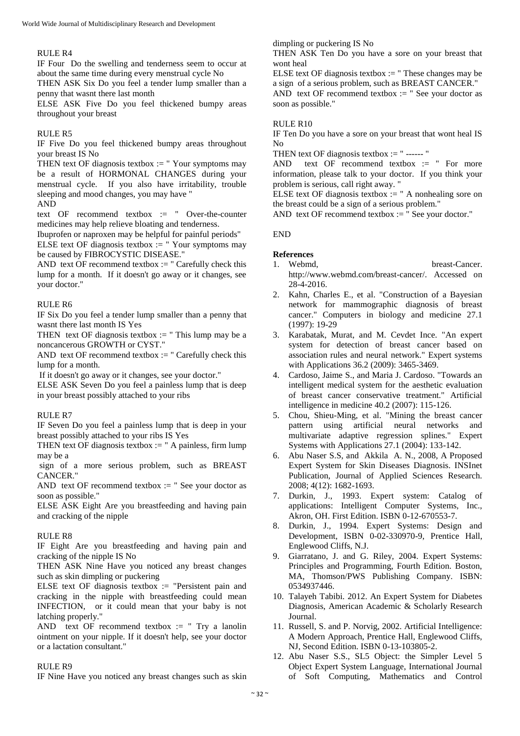RULE R4

IF Four Do the swelling and tenderness seem to occur at about the same time during every menstrual cycle No

THEN ASK Six Do you feel a tender lump smaller than a penny that wasnt there last month

ELSE ASK Five Do you feel thickened bumpy areas throughout your breast

RULE R5

IF Five Do you feel thickened bumpy areas throughout your breast IS No

THEN text OF diagnosis textbox := " Your symptoms may be a result of HORMONAL CHANGES during your menstrual cycle. If you also have irritability, trouble sleeping and mood changes, you may have "

AND

text OF recommend textbox := " Over-the-counter medicines may help relieve bloating and tenderness.

Ibuprofen or naproxen may be helpful for painful periods"

ELSE text OF diagnosis textbox := " Your symptoms may be caused by FIBROCYSTIC DISEASE."

AND text OF recommend textbox := " Carefully check this lump for a month. If it doesn't go away or it changes, see your doctor."

RULE R6

IF Six Do you feel a tender lump smaller than a penny that wasnt there last month IS Yes

THEN text OF diagnosis textbox := " This lump may be a noncancerous GROWTH or CYST."

AND text OF recommend textbox := " Carefully check this lump for a month.

If it doesn't go away or it changes, see your doctor."

ELSE ASK Seven Do you feel a painless lump that is deep in your breast possibly attached to your ribs

RULE R7

IF Seven Do you feel a painless lump that is deep in your breast possibly attached to your ribs IS Yes

THEN text OF diagnosis textbox := " A painless, firm lump may be a

sign of a more serious problem, such as BREAST CANCER."

AND text OF recommend textbox := " See your doctor as soon as possible."

ELSE ASK Eight Are you breastfeeding and having pain and cracking of the nipple

RULE R8

IF Eight Are you breastfeeding and having pain and cracking of the nipple IS No

THEN ASK Nine Have you noticed any breast changes such as skin dimpling or puckering

ELSE text OF diagnosis textbox := "Persistent pain and cracking in the nipple with breastfeeding could mean INFECTION, or it could mean that your baby is not latching properly."

AND text OF recommend textbox := " Try a lanolin ointment on your nipple. If it doesn't help, see your doctor or a lactation consultant."

RULE R9

IF Nine Have you noticed any breast changes such as skin dimpling or puckering IS No

THEN ASK Ten Do you have a sore on your breast that wont heal

ELSE text OF diagnosis textbox := " These changes may be a sign of a serious problem, such as BREAST CANCER."

AND text OF recommend textbox := " See your doctor as soon as possible."

RULE R10

IF Ten Do you have a sore on your breast that wont heal IS No

THEN text OF diagnosis textbox := " ------ "

AND text OF recommend textbox := " For more information, please talk to your doctor. If you think your problem is serious, call right away. "

ELSE text OF diagnosis textbox := " A nonhealing sore on the breast could be a sign of a serious problem."

AND text OF recommend textbox := " See your doctor."

END

## References

1. Webmd, breast-Cancer. http://www.webmd.com/breast-cancer/. Accessed on 28-4-2016.
2. Kahn, Charles E., et al. "Construction of a Bayesian network for mammographic diagnosis of breast cancer." Computers in biology and medicine 27.1 (1997): 19-29
3. Karabatak, Murat, and M. Cevdet Ince. "An expert system for detection of breast cancer based on association rules and neural network." Expert systems with Applications 36.2 (2009): 3465-3469.
4. Cardoso, Jaime S., and Maria J. Cardoso. "Towards an intelligent medical system for the aesthetic evaluation of breast cancer conservative treatment." Artificial intelligence in medicine 40.2 (2007): 115-126.
5. Chou, Shieu-Ming, et al. "Mining the breast cancer pattern using artificial neural networks and multivariate adaptive regression splines." Expert Systems with Applications 27.1 (2004): 133-142.
6. Abu Naser S.S, and Akkila A. N., 2008, A Proposed Expert System for Skin Diseases Diagnosis. INSInet Publication, Journal of Applied Sciences Research. 2008; 4(12): 1682-1693.
7. Durkin, J., 1993. Expert system: Catalog of applications: Intelligent Computer Systems, Inc., Akron, OH. First Edition. ISBN 0-12-670553-7.
8. Durkin, J., 1994. Expert Systems: Design and Development, ISBN 0-02-330970-9, Prentice Hall, Englewood Cliffs, N.J.
9. Giarratano, J. and G. Riley, 2004. Expert Systems: Principles and Programming, Fourth Edition. Boston, MA, Thomson/PWS Publishing Company. ISBN: 0534937446.
10. Talayeh Tabibi. 2012. An Expert System for Diabetes Diagnosis, American Academic & Scholarly Research Journal.
11. Russell, S. and P. Norvig, 2002. Artificial Intelligence: A Modern Approach, Prentice Hall, Englewood Cliffs, NJ, Second Edition. ISBN 0-13-103805-2.
12. Abu Naser S.S., SL5 Object: the Simpler Level 5 Object Expert System Language, International Journal of Soft Computing, Mathematics and Control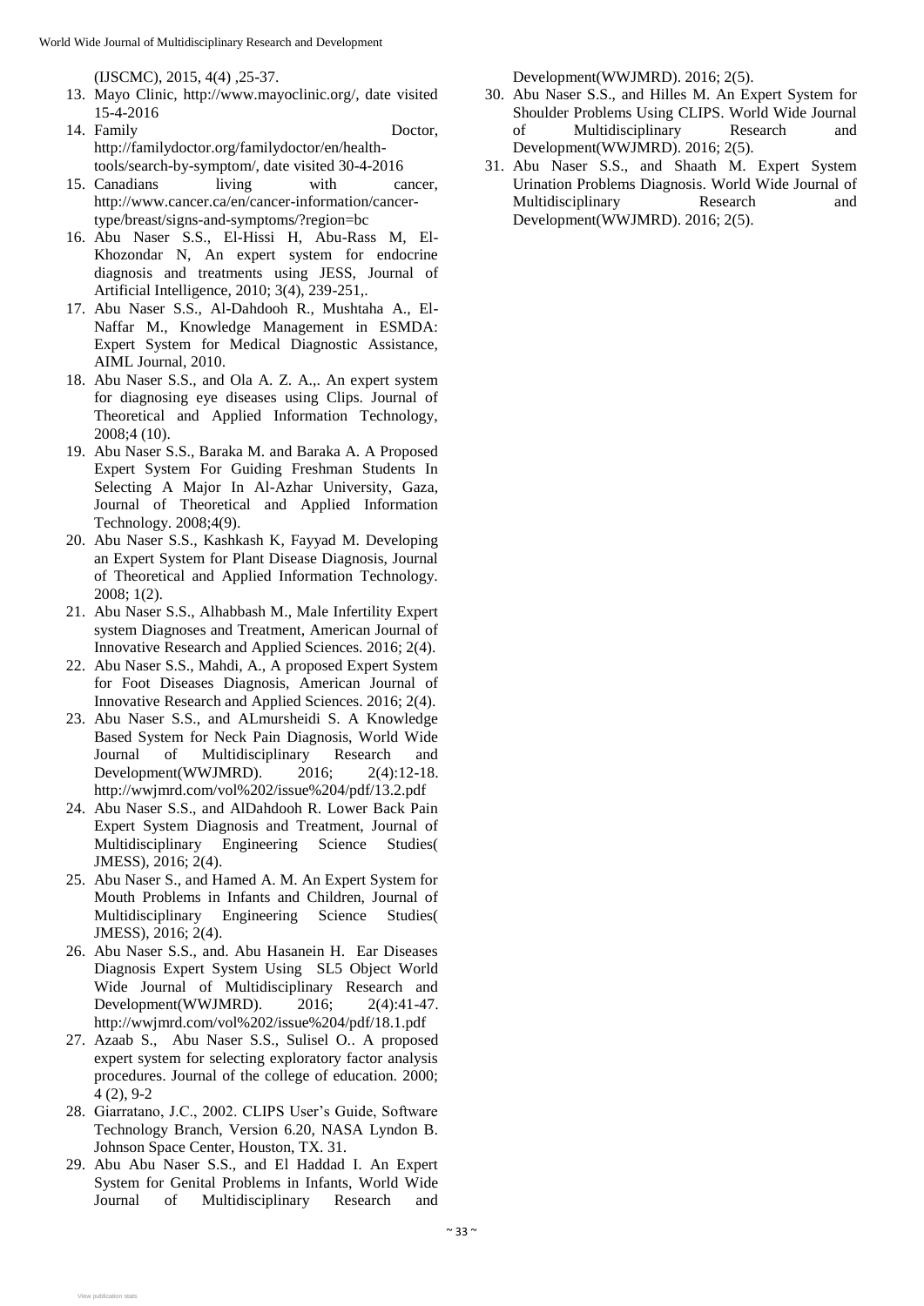(IJSCMC), 2015, 4(4) ,25-37.

13. Mayo Clinic, http://www.mayoclinic.org/, date visited 15-4-2016
14. Family Doctor, http://familydoctor.org/familydoctor/en/health-tools/search-by-symptom/, date visited 30-4-2016
15. Canadians living with cancer, http://www.cancer.ca/en/cancer-information/cancer-type/breast/signs-and-symptoms/?region=bc
16. Abu Naser S.S., El-Hissi H, Abu-Rass M, El-Khozondar N, An expert system for endocrine diagnosis and treatments using JESS, Journal of Artificial Intelligence, 2010; 3(4), 239-251,.
17. Abu Naser S.S., Al-Dahdooh R., Mushtaha A., El-Naffar M., Knowledge Management in ESMDA: Expert System for Medical Diagnostic Assistance, AIML Journal, 2010.
18. Abu Naser S.S., and Ola A. Z. A.,. An expert system for diagnosing eye diseases using Clips. Journal of Theoretical and Applied Information Technology, 2008;4 (10).
19. Abu Naser S.S., Baraka M. and Baraka A. A Proposed Expert System For Guiding Freshman Students In Selecting A Major In Al-Azhar University, Gaza, Journal of Theoretical and Applied Information Technology. 2008;4(9).
20. Abu Naser S.S., Kashkash K, Fayyad M. Developing an Expert System for Plant Disease Diagnosis, Journal of Theoretical and Applied Information Technology. 2008; 1(2).
21. Abu Naser S.S., Alhabbash M., Male Infertility Expert system Diagnoses and Treatment, American Journal of Innovative Research and Applied Sciences. 2016; 2(4).
22. Abu Naser S.S., Mahdi, A., A proposed Expert System for Foot Diseases Diagnosis, American Journal of Innovative Research and Applied Sciences. 2016; 2(4).
23. Abu Naser S.S., and ALmursheidi S. A Knowledge Based System for Neck Pain Diagnosis, World Wide Journal of Multidisciplinary Research and Development(WWJMRD). 2016; 2(4):12-18. http://wwjmrd.com/vol%202/issue%204/pdf/13.2.pdf
24. Abu Naser S.S., and AlDahdooh R. Lower Back Pain Expert System Diagnosis and Treatment, Journal of Multidisciplinary Engineering Science Studies( JMESS), 2016; 2(4).
25. Abu Naser S., and Hamed A. M. An Expert System for Mouth Problems in Infants and Children, Journal of Multidisciplinary Engineering Science Studies( JMESS), 2016; 2(4).
26. Abu Naser S.S., and. Abu Hasanein H. Ear Diseases Diagnosis Expert System Using SL5 Object World Wide Journal of Multidisciplinary Research and Development(WWJMRD). 2016; 2(4):41-47. http://wwjmrd.com/vol%202/issue%204/pdf/18.1.pdf
27. Azaab S., Abu Naser S.S., Sulisel O.. A proposed expert system for selecting exploratory factor analysis procedures. Journal of the college of education. 2000; 4 (2), 9-2
28. Giarratano, J.C., 2002. CLIPS User's Guide, Software Technology Branch, Version 6.20, NASA Lyndon B. Johnson Space Center, Houston, TX. 31.
29. Abu Abu Naser S.S., and El Haddad I. An Expert System for Genital Problems in Infants, World Wide Journal of Multidisciplinary Research and Development(WWJMRD). 2016; 2(5).
30. Abu Naser S.S., and Hilles M. An Expert System for Shoulder Problems Using CLIPS. World Wide Journal of Multidisciplinary Research and Development(WWJMRD). 2016; 2(5).
31. Abu Naser S.S., and Shaath M. Expert System Urination Problems Diagnosis. World Wide Journal of Multidisciplinary Research and Development(WWJMRD). 2016; 2(5).